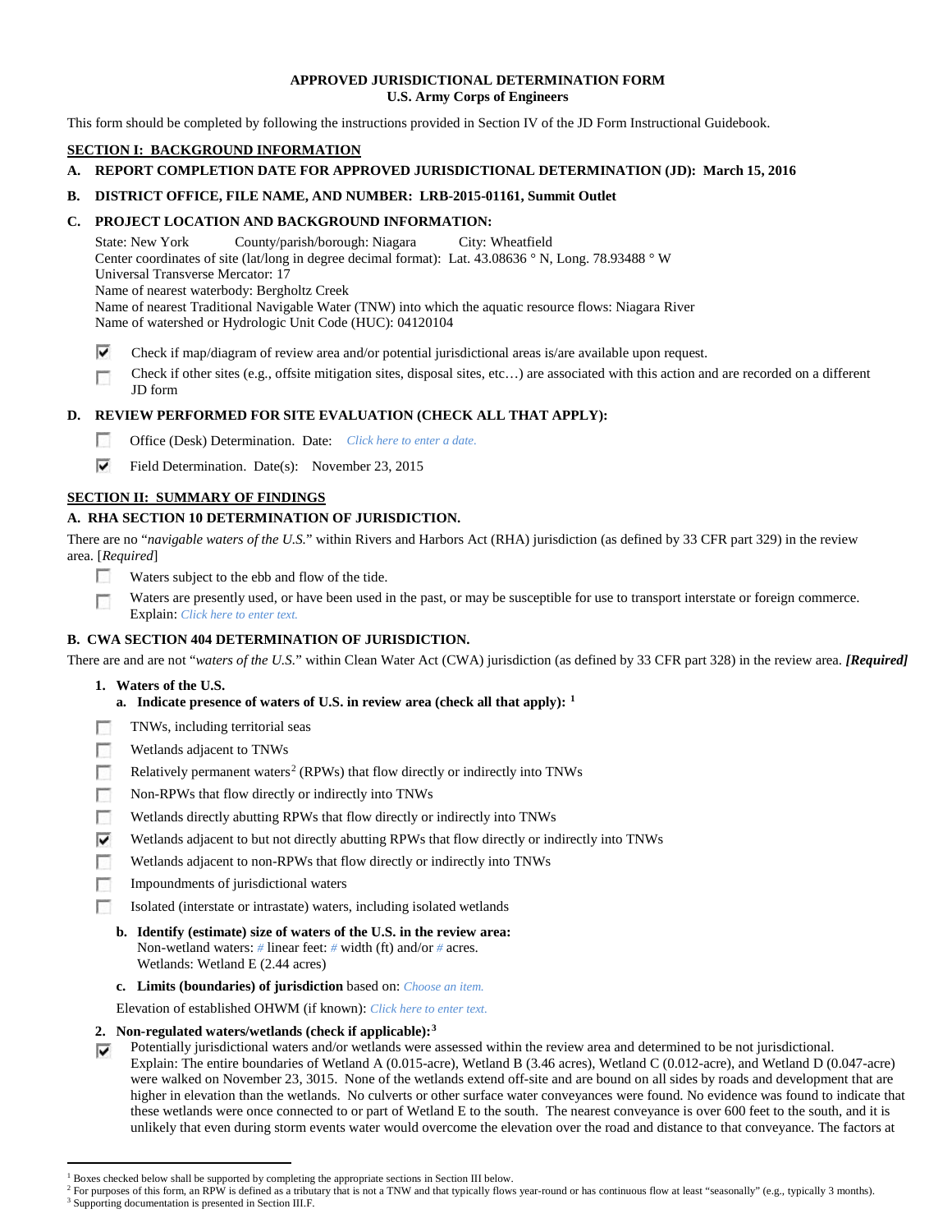**APPROVED JURISDICTIONAL DETERMINATION FORM**
**U.S. Army Corps of Engineers**

This form should be completed by following the instructions provided in Section IV of the JD Form Instructional Guidebook.

## SECTION I: BACKGROUND INFORMATION

**A. REPORT COMPLETION DATE FOR APPROVED JURISDICTIONAL DETERMINATION (JD): March 15, 2016**

**B. DISTRICT OFFICE, FILE NAME, AND NUMBER: LRB-2015-01161, Summit Outlet**

**C. PROJECT LOCATION AND BACKGROUND INFORMATION:**

State: New York County/parish/borough: Niagara City: Wheatfield
Center coordinates of site (lat/long in degree decimal format): Lat. 43.08636 ° N, Long. 78.93488 ° W
Universal Transverse Mercator: 17
Name of nearest waterbody: Bergholtz Creek
Name of nearest Traditional Navigable Water (TNW) into which the aquatic resource flows: Niagara River
Name of watershed or Hydrologic Unit Code (HUC): 04120104

- [x] Check if map/diagram of review area and/or potential jurisdictional areas is/are available upon request.
- [ ] Check if other sites (e.g., offsite mitigation sites, disposal sites, etc…) are associated with this action and are recorded on a different JD form

**D. REVIEW PERFORMED FOR SITE EVALUATION (CHECK ALL THAT APPLY):**

- [ ] Office (Desk) Determination. Date: *Click here to enter a date.*
- [x] Field Determination. Date(s): November 23, 2015

## SECTION II: SUMMARY OF FINDINGS

**A. RHA SECTION 10 DETERMINATION OF JURISDICTION.**

There are no "*navigable waters of the U.S.*" within Rivers and Harbors Act (RHA) jurisdiction (as defined by 33 CFR part 329) in the review area. [*Required*]

- [ ] Waters subject to the ebb and flow of the tide.
- [ ] Waters are presently used, or have been used in the past, or may be susceptible for use to transport interstate or foreign commerce. Explain: *Click here to enter text.*

**B. CWA SECTION 404 DETERMINATION OF JURISDICTION.**

There are and are not "*waters of the U.S.*" within Clean Water Act (CWA) jurisdiction (as defined by 33 CFR part 328) in the review area. ***[Required]***

**1. Waters of the U.S.**

**a. Indicate presence of waters of U.S. in review area (check all that apply):** [1]

- [ ] TNWs, including territorial seas
- [ ] Wetlands adjacent to TNWs
- [ ] Relatively permanent waters[2] (RPWs) that flow directly or indirectly into TNWs
- [ ] Non-RPWs that flow directly or indirectly into TNWs
- [ ] Wetlands directly abutting RPWs that flow directly or indirectly into TNWs
- [x] Wetlands adjacent to but not directly abutting RPWs that flow directly or indirectly into TNWs
- [ ] Wetlands adjacent to non-RPWs that flow directly or indirectly into TNWs
- [ ] Impoundments of jurisdictional waters
- [ ] Isolated (interstate or intrastate) waters, including isolated wetlands

**b. Identify (estimate) size of waters of the U.S. in the review area:**
Non-wetland waters: # linear feet: # width (ft) and/or # acres.
Wetlands: Wetland E (2.44 acres)

**c. Limits (boundaries) of jurisdiction** based on: *Choose an item.*

Elevation of established OHWM (if known): *Click here to enter text.*

**2. Non-regulated waters/wetlands (check if applicable):**[3]

- [x] Potentially jurisdictional waters and/or wetlands were assessed within the review area and determined to be not jurisdictional. Explain: The entire boundaries of Wetland A (0.015-acre), Wetland B (3.46 acres), Wetland C (0.012-acre), and Wetland D (0.047-acre) were walked on November 23, 3015. None of the wetlands extend off-site and are bound on all sides by roads and development that are higher in elevation than the wetlands. No culverts or other surface water conveyances were found. No evidence was found to indicate that these wetlands were once connected to or part of Wetland E to the south. The nearest conveyance is over 600 feet to the south, and it is unlikely that even during storm events water would overcome the elevation over the road and distance to that conveyance. The factors at

---

[1] Boxes checked below shall be supported by completing the appropriate sections in Section III below.
[2] For purposes of this form, an RPW is defined as a tributary that is not a TNW and that typically flows year-round or has continuous flow at least "seasonally" (e.g., typically 3 months).
[3] Supporting documentation is presented in Section III.F.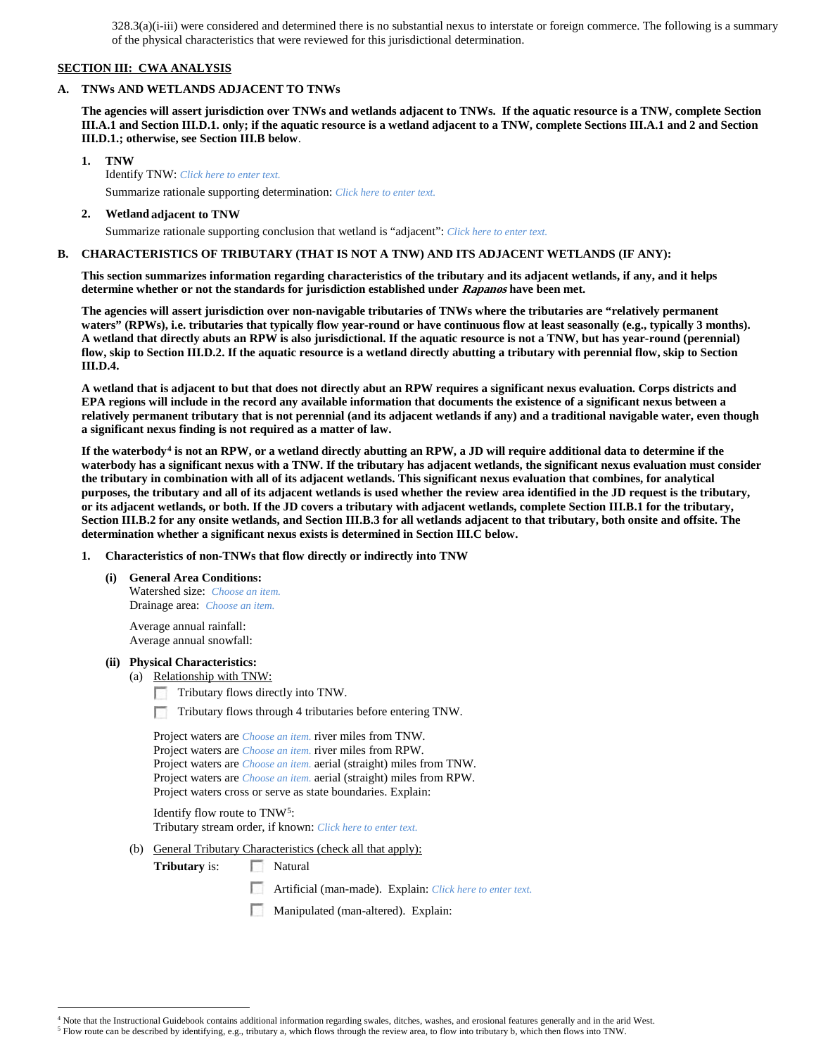328.3(a)(i-iii) were considered and determined there is no substantial nexus to interstate or foreign commerce. The following is a summary of the physical characteristics that were reviewed for this jurisdictional determination.

## SECTION III: CWA ANALYSIS

### A. TNWs AND WETLANDS ADJACENT TO TNWs

**The agencies will assert jurisdiction over TNWs and wetlands adjacent to TNWs. If the aquatic resource is a TNW, complete Section III.A.1 and Section III.D.1. only; if the aquatic resource is a wetland adjacent to a TNW, complete Sections III.A.1 and 2 and Section III.D.1.; otherwise, see Section III.B below**.

1. **TNW**

   Identify TNW: *Click here to enter text.*

   Summarize rationale supporting determination: *Click here to enter text.*

2. **Wetland adjacent to TNW**

   Summarize rationale supporting conclusion that wetland is "adjacent": *Click here to enter text.*

### B. CHARACTERISTICS OF TRIBUTARY (THAT IS NOT A TNW) AND ITS ADJACENT WETLANDS (IF ANY):

**This section summarizes information regarding characteristics of the tributary and its adjacent wetlands, if any, and it helps determine whether or not the standards for jurisdiction established under *Rapanos* have been met.**

**The agencies will assert jurisdiction over non-navigable tributaries of TNWs where the tributaries are "relatively permanent waters" (RPWs), i.e. tributaries that typically flow year-round or have continuous flow at least seasonally (e.g., typically 3 months). A wetland that directly abuts an RPW is also jurisdictional. If the aquatic resource is not a TNW, but has year-round (perennial) flow, skip to Section III.D.2. If the aquatic resource is a wetland directly abutting a tributary with perennial flow, skip to Section III.D.4.**

**A wetland that is adjacent to but that does not directly abut an RPW requires a significant nexus evaluation. Corps districts and EPA regions will include in the record any available information that documents the existence of a significant nexus between a relatively permanent tributary that is not perennial (and its adjacent wetlands if any) and a traditional navigable water, even though a significant nexus finding is not required as a matter of law.**

**If the waterbody[4] is not an RPW, or a wetland directly abutting an RPW, a JD will require additional data to determine if the waterbody has a significant nexus with a TNW. If the tributary has adjacent wetlands, the significant nexus evaluation must consider the tributary in combination with all of its adjacent wetlands. This significant nexus evaluation that combines, for analytical purposes, the tributary and all of its adjacent wetlands is used whether the review area identified in the JD request is the tributary, or its adjacent wetlands, or both. If the JD covers a tributary with adjacent wetlands, complete Section III.B.1 for the tributary, Section III.B.2 for any onsite wetlands, and Section III.B.3 for all wetlands adjacent to that tributary, both onsite and offsite. The determination whether a significant nexus exists is determined in Section III.C below.**

1. **Characteristics of non-TNWs that flow directly or indirectly into TNW**

   **(i) General Area Conditions:**

   Watershed size: *Choose an item.*
   Drainage area: *Choose an item.*

   Average annual rainfall:
   Average annual snowfall:

   **(ii) Physical Characteristics:**

   (a) Relationship with TNW:

   ☐ Tributary flows directly into TNW.

   ☐ Tributary flows through 4 tributaries before entering TNW.

   Project waters are *Choose an item.* river miles from TNW.
   Project waters are *Choose an item.* river miles from RPW.
   Project waters are *Choose an item.* aerial (straight) miles from TNW.
   Project waters are *Choose an item.* aerial (straight) miles from RPW.
   Project waters cross or serve as state boundaries. Explain:

   Identify flow route to TNW[5]:
   Tributary stream order, if known: *Click here to enter text.*

   (b) General Tributary Characteristics (check all that apply):

   **Tributary** is: ☐ Natural

   ☐ Artificial (man-made). Explain: *Click here to enter text.*

   ☐ Manipulated (man-altered). Explain:

[4] Note that the Instructional Guidebook contains additional information regarding swales, ditches, washes, and erosional features generally and in the arid West.

[5] Flow route can be described by identifying, e.g., tributary a, which flows through the review area, to flow into tributary b, which then flows into TNW.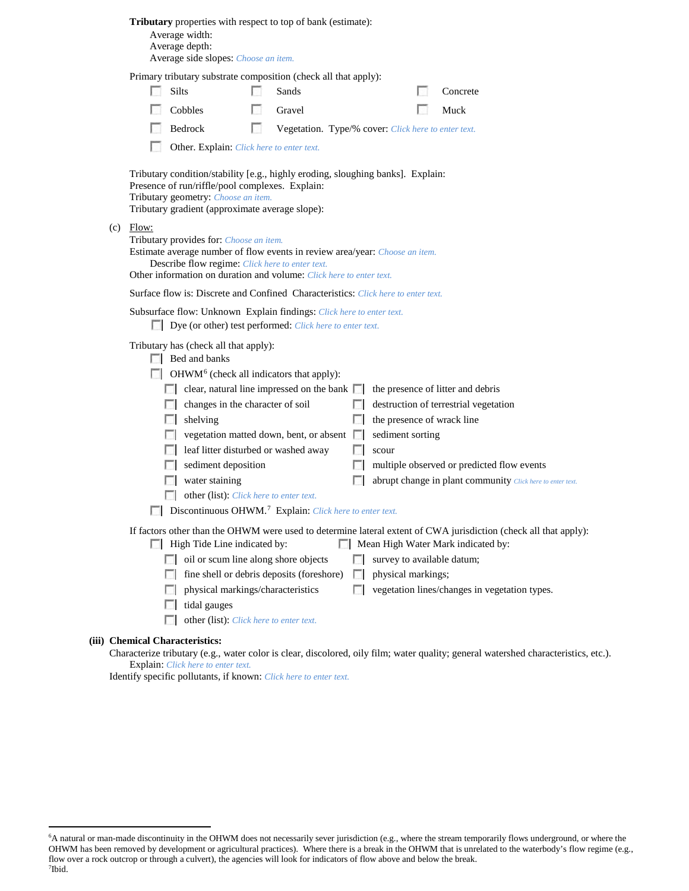**Tributary** properties with respect to top of bank (estimate):

Average width:

Average depth:

Average side slopes: *Choose an item.*

Primary tributary substrate composition (check all that apply):

- ☐ Silts
- ☐ Sands
- ☐ Concrete
- ☐ Cobbles
- ☐ Gravel
- ☐ Muck
- ☐ Bedrock
- ☐ Vegetation. Type/% cover: *Click here to enter text.*
- ☐ Other. Explain: *Click here to enter text.*

Tributary condition/stability [e.g., highly eroding, sloughing banks]. Explain:

Presence of run/riffle/pool complexes. Explain:

Tributary geometry: *Choose an item.*

Tributary gradient (approximate average slope):

(c) Flow:

Tributary provides for: *Choose an item.*

Estimate average number of flow events in review area/year: *Choose an item.*

Describe flow regime: *Click here to enter text.*

Other information on duration and volume: *Click here to enter text.*

Surface flow is: Discrete and Confined Characteristics: *Click here to enter text.*

Subsurface flow: Unknown Explain findings: *Click here to enter text.*

- ☐ Dye (or other) test performed: *Click here to enter text.*

Tributary has (check all that apply):

- ☐ Bed and banks
- ☐ OHWM[6] (check all indicators that apply):
  - ☐ clear, natural line impressed on the bank
  - ☐ the presence of litter and debris
  - ☐ changes in the character of soil
  - ☐ destruction of terrestrial vegetation
  - ☐ shelving
  - ☐ the presence of wrack line
  - ☐ vegetation matted down, bent, or absent
  - ☐ sediment sorting
  - ☐ leaf litter disturbed or washed away
  - ☐ scour
  - ☐ sediment deposition
  - ☐ multiple observed or predicted flow events
  - ☐ water staining
  - ☐ abrupt change in plant community *Click here to enter text.*
  - ☐ other (list): *Click here to enter text.*
- ☐ Discontinuous OHWM.[7] Explain: *Click here to enter text.*

If factors other than the OHWM were used to determine lateral extent of CWA jurisdiction (check all that apply):

- ☐ High Tide Line indicated by:
  - ☐ oil or scum line along shore objects
  - ☐ fine shell or debris deposits (foreshore)
  - ☐ physical markings/characteristics
  - ☐ tidal gauges
  - ☐ other (list): *Click here to enter text.*
- ☐ Mean High Water Mark indicated by:
  - ☐ survey to available datum;
  - ☐ physical markings;
  - ☐ vegetation lines/changes in vegetation types.

**(iii) Chemical Characteristics:**

Characterize tributary (e.g., water color is clear, discolored, oily film; water quality; general watershed characteristics, etc.).

Explain: *Click here to enter text.*

Identify specific pollutants, if known: *Click here to enter text.*

---

[6]A natural or man-made discontinuity in the OHWM does not necessarily sever jurisdiction (e.g., where the stream temporarily flows underground, or where the OHWM has been removed by development or agricultural practices). Where there is a break in the OHWM that is unrelated to the waterbody's flow regime (e.g., flow over a rock outcrop or through a culvert), the agencies will look for indicators of flow above and below the break.

[7]Ibid.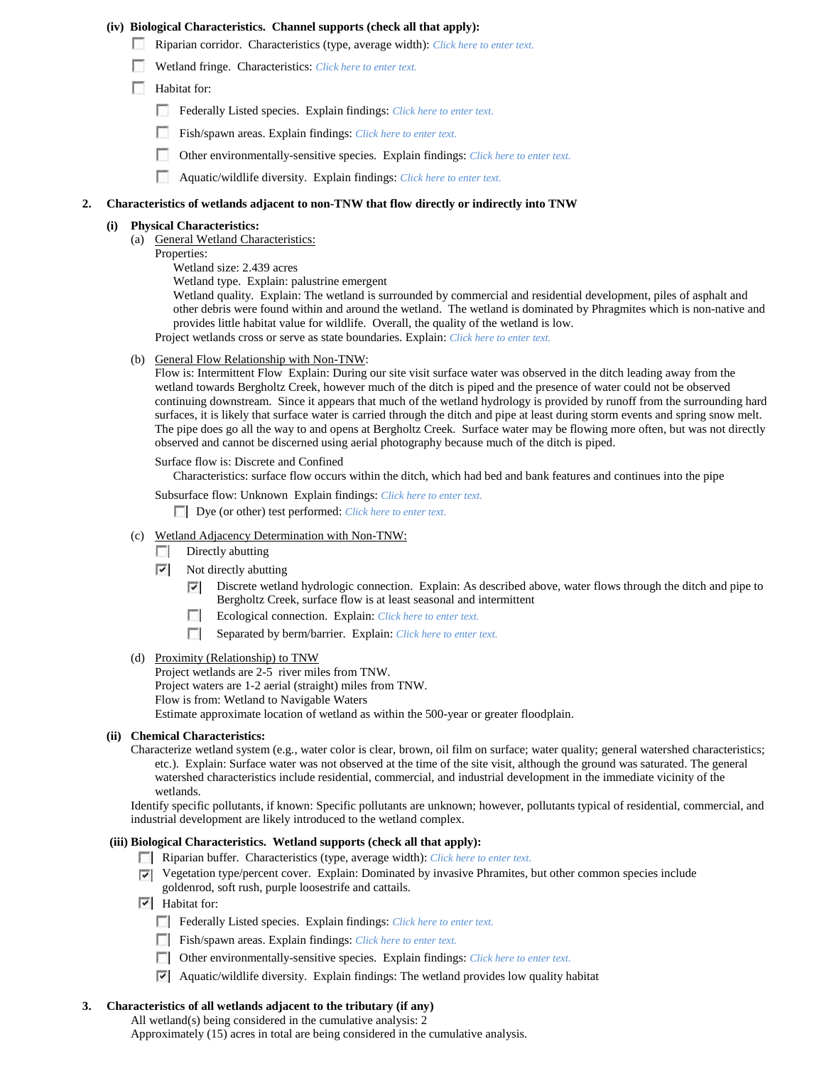**(iv) Biological Characteristics. Channel supports (check all that apply):**

- ☐ Riparian corridor. Characteristics (type, average width): *Click here to enter text.*
- ☐ Wetland fringe. Characteristics: *Click here to enter text.*
- ☐ Habitat for:
  - ☐ Federally Listed species. Explain findings: *Click here to enter text.*
  - ☐ Fish/spawn areas. Explain findings: *Click here to enter text.*
  - ☐ Other environmentally-sensitive species. Explain findings: *Click here to enter text.*
  - ☐ Aquatic/wildlife diversity. Explain findings: *Click here to enter text.*

**2. Characteristics of wetlands adjacent to non-TNW that flow directly or indirectly into TNW**

**(i) Physical Characteristics:**

(a) General Wetland Characteristics:

Properties:

Wetland size: 2.439 acres

Wetland type. Explain: palustrine emergent

Wetland quality. Explain: The wetland is surrounded by commercial and residential development, piles of asphalt and other debris were found within and around the wetland. The wetland is dominated by Phragmites which is non-native and provides little habitat value for wildlife. Overall, the quality of the wetland is low.

Project wetlands cross or serve as state boundaries. Explain: *Click here to enter text.*

(b) General Flow Relationship with Non-TNW:

Flow is: Intermittent Flow Explain: During our site visit surface water was observed in the ditch leading away from the wetland towards Bergholtz Creek, however much of the ditch is piped and the presence of water could not be observed continuing downstream. Since it appears that much of the wetland hydrology is provided by runoff from the surrounding hard surfaces, it is likely that surface water is carried through the ditch and pipe at least during storm events and spring snow melt. The pipe does go all the way to and opens at Bergholtz Creek. Surface water may be flowing more often, but was not directly observed and cannot be discerned using aerial photography because much of the ditch is piped.

Surface flow is: Discrete and Confined

Characteristics: surface flow occurs within the ditch, which had bed and bank features and continues into the pipe

Subsurface flow: Unknown Explain findings: *Click here to enter text.*

- ☐ Dye (or other) test performed: *Click here to enter text.*

(c) Wetland Adjacency Determination with Non-TNW:

- ☐ Directly abutting
- ☑ Not directly abutting
  - ☑ Discrete wetland hydrologic connection. Explain: As described above, water flows through the ditch and pipe to Bergholtz Creek, surface flow is at least seasonal and intermittent
  - ☐ Ecological connection. Explain: *Click here to enter text.*
  - ☐ Separated by berm/barrier. Explain: *Click here to enter text.*

(d) Proximity (Relationship) to TNW

Project wetlands are 2-5 river miles from TNW.

Project waters are 1-2 aerial (straight) miles from TNW.

Flow is from: Wetland to Navigable Waters

Estimate approximate location of wetland as within the 500-year or greater floodplain.

**(ii) Chemical Characteristics:**

Characterize wetland system (e.g., water color is clear, brown, oil film on surface; water quality; general watershed characteristics; etc.). Explain: Surface water was not observed at the time of the site visit, although the ground was saturated. The general watershed characteristics include residential, commercial, and industrial development in the immediate vicinity of the wetlands.

Identify specific pollutants, if known: Specific pollutants are unknown; however, pollutants typical of residential, commercial, and industrial development are likely introduced to the wetland complex.

**(iii) Biological Characteristics. Wetland supports (check all that apply):**

- ☐ Riparian buffer. Characteristics (type, average width): *Click here to enter text.*
- ☑ Vegetation type/percent cover. Explain: Dominated by invasive Phramites, but other common species include goldenrod, soft rush, purple loosestrife and cattails.
- ☑ Habitat for:
  - ☐ Federally Listed species. Explain findings: *Click here to enter text.*
  - ☐ Fish/spawn areas. Explain findings: *Click here to enter text.*
  - ☐ Other environmentally-sensitive species. Explain findings: *Click here to enter text.*
  - ☑ Aquatic/wildlife diversity. Explain findings: The wetland provides low quality habitat

**3. Characteristics of all wetlands adjacent to the tributary (if any)**

All wetland(s) being considered in the cumulative analysis: 2

Approximately (15) acres in total are being considered in the cumulative analysis.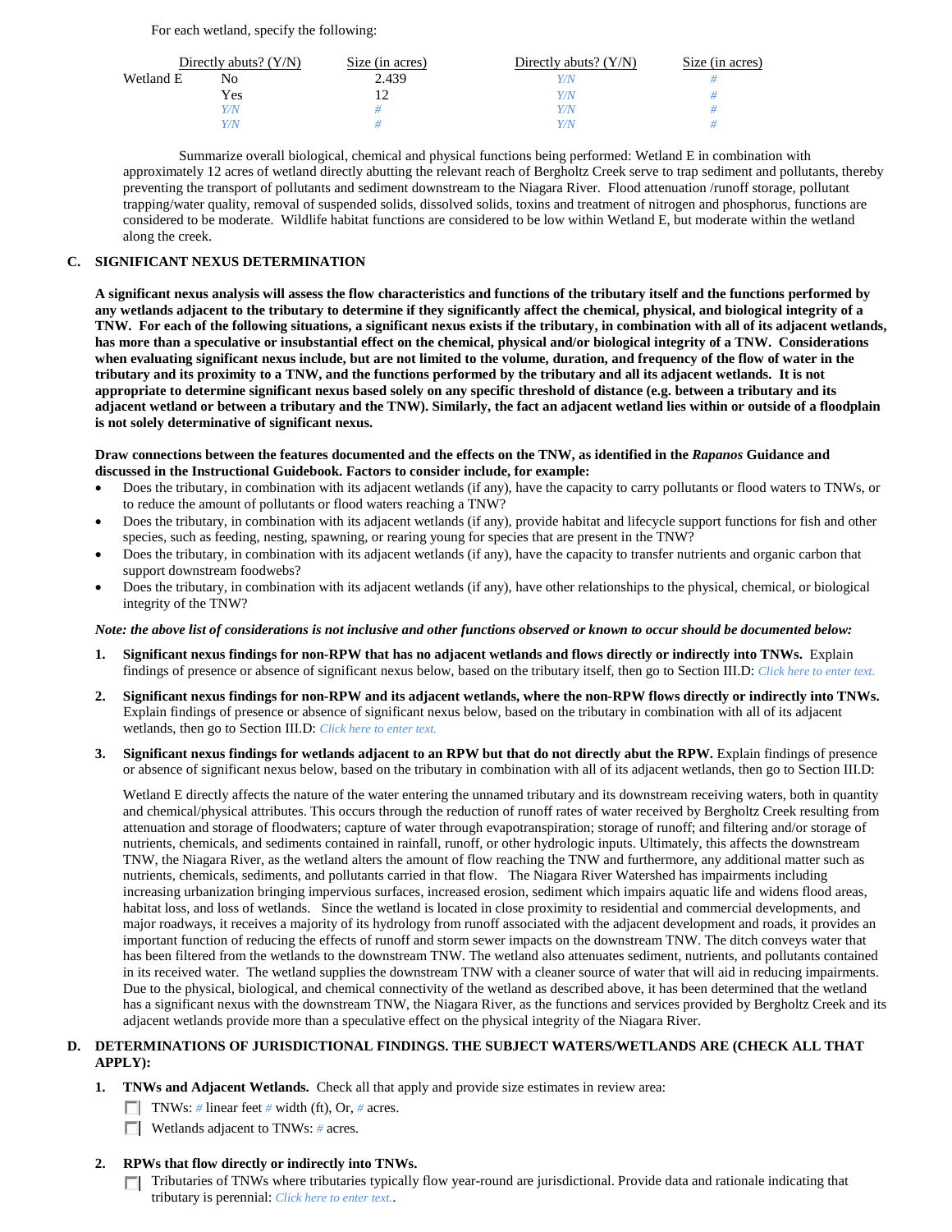For each wetland, specify the following:

| | Directly abuts? (Y/N) | Size (in acres) | Directly abuts? (Y/N) | Size (in acres) |
|---|---|---|---|---|
| Wetland E | No | 2.439 | Y/N | # |
| | Yes | 12 | Y/N | # |
| | Y/N | # | Y/N | # |
| | Y/N | # | Y/N | # |

Summarize overall biological, chemical and physical functions being performed: Wetland E in combination with approximately 12 acres of wetland directly abutting the relevant reach of Bergholtz Creek serve to trap sediment and pollutants, thereby preventing the transport of pollutants and sediment downstream to the Niagara River. Flood attenuation /runoff storage, pollutant trapping/water quality, removal of suspended solids, dissolved solids, toxins and treatment of nitrogen and phosphorus, functions are considered to be moderate. Wildlife habitat functions are considered to be low within Wetland E, but moderate within the wetland along the creek.

## C. SIGNIFICANT NEXUS DETERMINATION

**A significant nexus analysis will assess the flow characteristics and functions of the tributary itself and the functions performed by any wetlands adjacent to the tributary to determine if they significantly affect the chemical, physical, and biological integrity of a TNW. For each of the following situations, a significant nexus exists if the tributary, in combination with all of its adjacent wetlands, has more than a speculative or insubstantial effect on the chemical, physical and/or biological integrity of a TNW. Considerations when evaluating significant nexus include, but are not limited to the volume, duration, and frequency of the flow of water in the tributary and its proximity to a TNW, and the functions performed by the tributary and all its adjacent wetlands. It is not appropriate to determine significant nexus based solely on any specific threshold of distance (e.g. between a tributary and its adjacent wetland or between a tributary and the TNW). Similarly, the fact an adjacent wetland lies within or outside of a floodplain is not solely determinative of significant nexus.**

**Draw connections between the features documented and the effects on the TNW, as identified in the *Rapanos* Guidance and discussed in the Instructional Guidebook. Factors to consider include, for example:**

- Does the tributary, in combination with its adjacent wetlands (if any), have the capacity to carry pollutants or flood waters to TNWs, or to reduce the amount of pollutants or flood waters reaching a TNW?
- Does the tributary, in combination with its adjacent wetlands (if any), provide habitat and lifecycle support functions for fish and other species, such as feeding, nesting, spawning, or rearing young for species that are present in the TNW?
- Does the tributary, in combination with its adjacent wetlands (if any), have the capacity to transfer nutrients and organic carbon that support downstream foodwebs?
- Does the tributary, in combination with its adjacent wetlands (if any), have other relationships to the physical, chemical, or biological integrity of the TNW?

***Note: the above list of considerations is not inclusive and other functions observed or known to occur should be documented below:***

1. **Significant nexus findings for non-RPW that has no adjacent wetlands and flows directly or indirectly into TNWs.** Explain findings of presence or absence of significant nexus below, based on the tributary itself, then go to Section III.D: *Click here to enter text.*

2. **Significant nexus findings for non-RPW and its adjacent wetlands, where the non-RPW flows directly or indirectly into TNWs.** Explain findings of presence or absence of significant nexus below, based on the tributary in combination with all of its adjacent wetlands, then go to Section III.D: *Click here to enter text.*

3. **Significant nexus findings for wetlands adjacent to an RPW but that do not directly abut the RPW.** Explain findings of presence or absence of significant nexus below, based on the tributary in combination with all of its adjacent wetlands, then go to Section III.D:

   Wetland E directly affects the nature of the water entering the unnamed tributary and its downstream receiving waters, both in quantity and chemical/physical attributes. This occurs through the reduction of runoff rates of water received by Bergholtz Creek resulting from attenuation and storage of floodwaters; capture of water through evapotranspiration; storage of runoff; and filtering and/or storage of nutrients, chemicals, and sediments contained in rainfall, runoff, or other hydrologic inputs. Ultimately, this affects the downstream TNW, the Niagara River, as the wetland alters the amount of flow reaching the TNW and furthermore, any additional matter such as nutrients, chemicals, sediments, and pollutants carried in that flow. The Niagara River Watershed has impairments including increasing urbanization bringing impervious surfaces, increased erosion, sediment which impairs aquatic life and widens flood areas, habitat loss, and loss of wetlands. Since the wetland is located in close proximity to residential and commercial developments, and major roadways, it receives a majority of its hydrology from runoff associated with the adjacent development and roads, it provides an important function of reducing the effects of runoff and storm sewer impacts on the downstream TNW. The ditch conveys water that has been filtered from the wetlands to the downstream TNW. The wetland also attenuates sediment, nutrients, and pollutants contained in its received water. The wetland supplies the downstream TNW with a cleaner source of water that will aid in reducing impairments. Due to the physical, biological, and chemical connectivity of the wetland as described above, it has been determined that the wetland has a significant nexus with the downstream TNW, the Niagara River, as the functions and services provided by Bergholtz Creek and its adjacent wetlands provide more than a speculative effect on the physical integrity of the Niagara River.

## D. DETERMINATIONS OF JURISDICTIONAL FINDINGS. THE SUBJECT WATERS/WETLANDS ARE (CHECK ALL THAT APPLY):

1. **TNWs and Adjacent Wetlands.** Check all that apply and provide size estimates in review area:
   - ☐ TNWs: # linear feet # width (ft), Or, # acres.
   - ☐ Wetlands adjacent to TNWs: # acres.

2. **RPWs that flow directly or indirectly into TNWs.**
   - ☐ Tributaries of TNWs where tributaries typically flow year-round are jurisdictional. Provide data and rationale indicating that tributary is perennial: *Click here to enter text.*.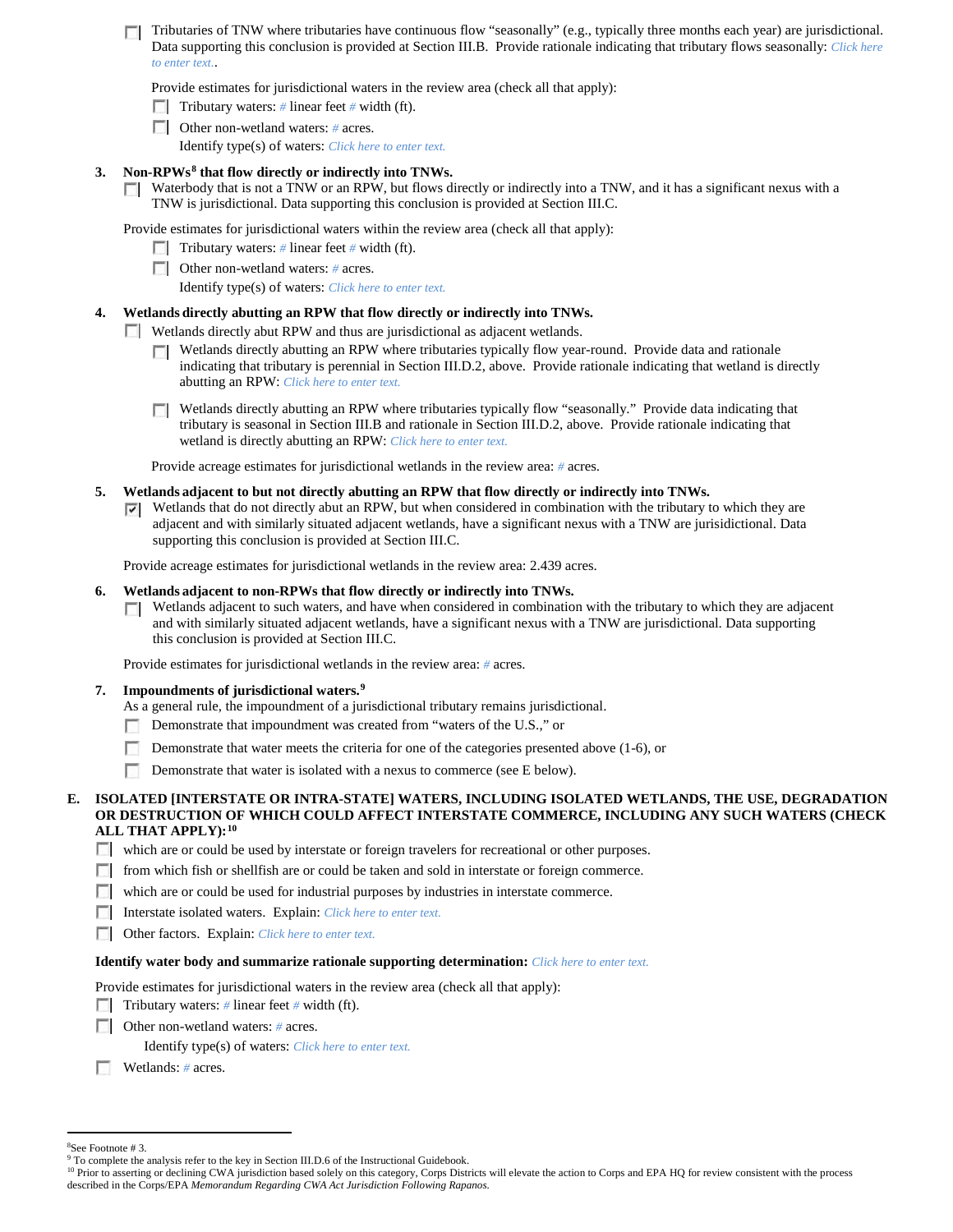- [ ] Tributaries of TNW where tributaries have continuous flow "seasonally" (e.g., typically three months each year) are jurisdictional. Data supporting this conclusion is provided at Section III.B. Provide rationale indicating that tributary flows seasonally: *Click here to enter text.*.

  Provide estimates for jurisdictional waters in the review area (check all that apply):

  - [ ] Tributary waters: # linear feet # width (ft).
  - [ ] Other non-wetland waters: # acres.

    Identify type(s) of waters: *Click here to enter text.*

**3. Non-RPWs[8] that flow directly or indirectly into TNWs.**

- [ ] Waterbody that is not a TNW or an RPW, but flows directly or indirectly into a TNW, and it has a significant nexus with a TNW is jurisdictional. Data supporting this conclusion is provided at Section III.C.

Provide estimates for jurisdictional waters within the review area (check all that apply):

- [ ] Tributary waters: # linear feet # width (ft).
- [ ] Other non-wetland waters: # acres.

  Identify type(s) of waters: *Click here to enter text.*

**4. Wetlands directly abutting an RPW that flow directly or indirectly into TNWs.**

- [ ] Wetlands directly abut RPW and thus are jurisdictional as adjacent wetlands.
  - [ ] Wetlands directly abutting an RPW where tributaries typically flow year-round. Provide data and rationale indicating that tributary is perennial in Section III.D.2, above. Provide rationale indicating that wetland is directly abutting an RPW: *Click here to enter text.*
  - [ ] Wetlands directly abutting an RPW where tributaries typically flow "seasonally." Provide data indicating that tributary is seasonal in Section III.B and rationale in Section III.D.2, above. Provide rationale indicating that wetland is directly abutting an RPW: *Click here to enter text.*

  Provide acreage estimates for jurisdictional wetlands in the review area: # acres.

**5. Wetlands adjacent to but not directly abutting an RPW that flow directly or indirectly into TNWs.**

- [x] Wetlands that do not directly abut an RPW, but when considered in combination with the tributary to which they are adjacent and with similarly situated adjacent wetlands, have a significant nexus with a TNW are jurisidictional. Data supporting this conclusion is provided at Section III.C.

Provide acreage estimates for jurisdictional wetlands in the review area: 2.439 acres.

**6. Wetlands adjacent to non-RPWs that flow directly or indirectly into TNWs.**

- [ ] Wetlands adjacent to such waters, and have when considered in combination with the tributary to which they are adjacent and with similarly situated adjacent wetlands, have a significant nexus with a TNW are jurisdictional. Data supporting this conclusion is provided at Section III.C.

Provide estimates for jurisdictional wetlands in the review area: # acres.

**7. Impoundments of jurisdictional waters.[9]**

As a general rule, the impoundment of a jurisdictional tributary remains jurisdictional.

- [ ] Demonstrate that impoundment was created from "waters of the U.S.," or
- [ ] Demonstrate that water meets the criteria for one of the categories presented above (1-6), or
- [ ] Demonstrate that water is isolated with a nexus to commerce (see E below).

**E. ISOLATED [INTERSTATE OR INTRA-STATE] WATERS, INCLUDING ISOLATED WETLANDS, THE USE, DEGRADATION OR DESTRUCTION OF WHICH COULD AFFECT INTERSTATE COMMERCE, INCLUDING ANY SUCH WATERS (CHECK ALL THAT APPLY):[10]**

- [ ] which are or could be used by interstate or foreign travelers for recreational or other purposes.
- [ ] from which fish or shellfish are or could be taken and sold in interstate or foreign commerce.
- [ ] which are or could be used for industrial purposes by industries in interstate commerce.
- [ ] Interstate isolated waters. Explain: *Click here to enter text.*
- [ ] Other factors. Explain: *Click here to enter text.*

**Identify water body and summarize rationale supporting determination:** *Click here to enter text.*

Provide estimates for jurisdictional waters in the review area (check all that apply):

- [ ] Tributary waters: # linear feet # width (ft).
- [ ] Other non-wetland waters: # acres.

  Identify type(s) of waters: *Click here to enter text.*
- [ ] Wetlands: # acres.

---

[8]See Footnote # 3.

[9] To complete the analysis refer to the key in Section III.D.6 of the Instructional Guidebook.

[10] Prior to asserting or declining CWA jurisdiction based solely on this category, Corps Districts will elevate the action to Corps and EPA HQ for review consistent with the process described in the Corps/EPA *Memorandum Regarding CWA Act Jurisdiction Following Rapanos.*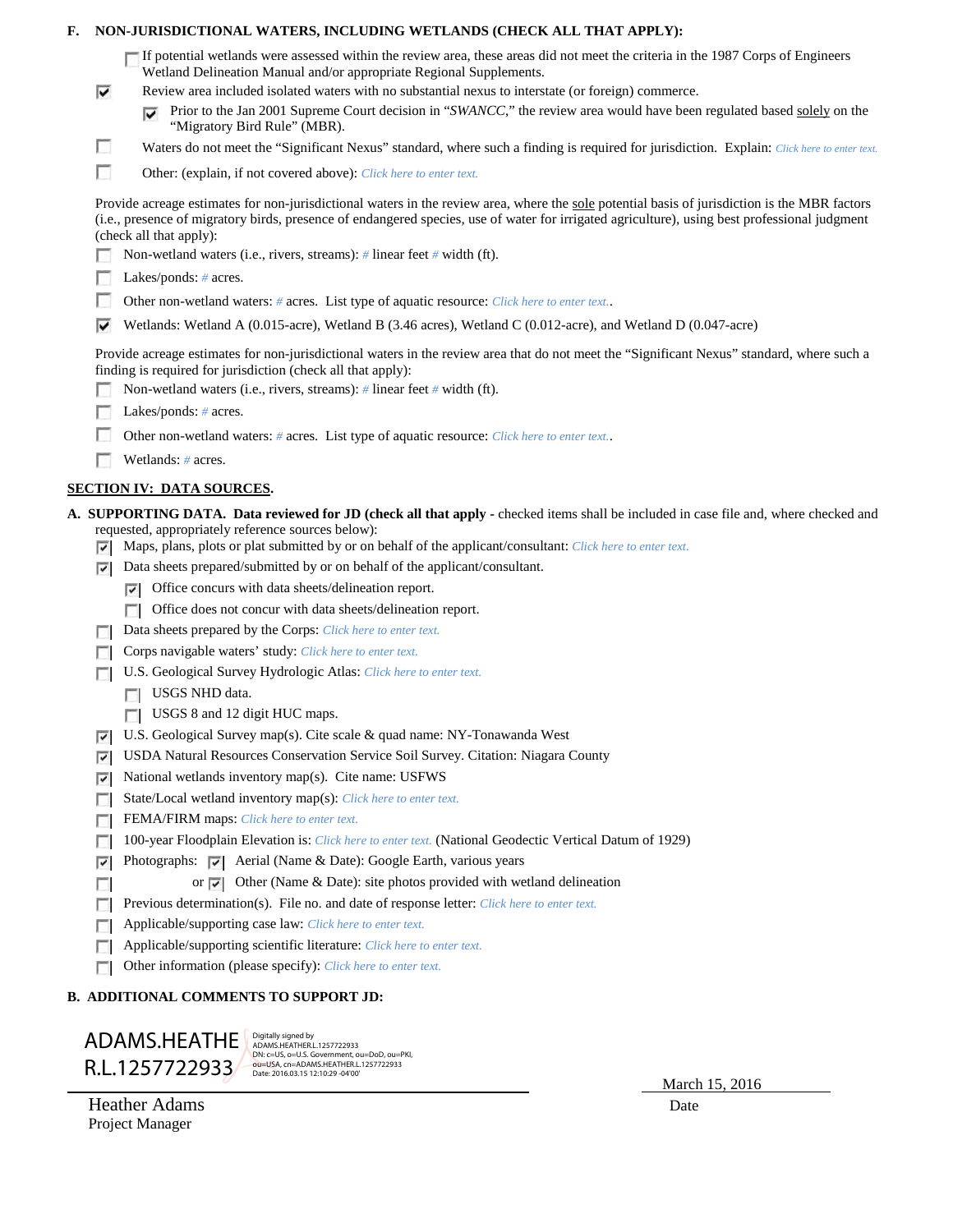**F. NON-JURISDICTIONAL WATERS, INCLUDING WETLANDS (CHECK ALL THAT APPLY):**

- [ ] If potential wetlands were assessed within the review area, these areas did not meet the criteria in the 1987 Corps of Engineers Wetland Delineation Manual and/or appropriate Regional Supplements.
- [x] Review area included isolated waters with no substantial nexus to interstate (or foreign) commerce.
  - [x] Prior to the Jan 2001 Supreme Court decision in "*SWANCC*," the review area would have been regulated based solely on the "Migratory Bird Rule" (MBR).
- [ ] Waters do not meet the "Significant Nexus" standard, where such a finding is required for jurisdiction. Explain: Click here to enter text.
- [ ] Other: (explain, if not covered above): Click here to enter text.

Provide acreage estimates for non-jurisdictional waters in the review area, where the sole potential basis of jurisdiction is the MBR factors (i.e., presence of migratory birds, presence of endangered species, use of water for irrigated agriculture), using best professional judgment (check all that apply):

- [ ] Non-wetland waters (i.e., rivers, streams): # linear feet # width (ft).
- [ ] Lakes/ponds: # acres.
- [ ] Other non-wetland waters: # acres. List type of aquatic resource: Click here to enter text..
- [x] Wetlands: Wetland A (0.015-acre), Wetland B (3.46 acres), Wetland C (0.012-acre), and Wetland D (0.047-acre)

Provide acreage estimates for non-jurisdictional waters in the review area that do not meet the "Significant Nexus" standard, where such a finding is required for jurisdiction (check all that apply):

- [ ] Non-wetland waters (i.e., rivers, streams): # linear feet # width (ft).
- [ ] Lakes/ponds: # acres.
- [ ] Other non-wetland waters: # acres. List type of aquatic resource: Click here to enter text..
- [ ] Wetlands: # acres.

## SECTION IV: DATA SOURCES.

**A. SUPPORTING DATA. Data reviewed for JD (check all that apply** - checked items shall be included in case file and, where checked and requested, appropriately reference sources below):

- [x] Maps, plans, plots or plat submitted by or on behalf of the applicant/consultant: Click here to enter text.
- [x] Data sheets prepared/submitted by or on behalf of the applicant/consultant.
  - [x] Office concurs with data sheets/delineation report.
  - [ ] Office does not concur with data sheets/delineation report.
- [ ] Data sheets prepared by the Corps: Click here to enter text.
- [ ] Corps navigable waters' study: Click here to enter text.
- [ ] U.S. Geological Survey Hydrologic Atlas: Click here to enter text.
  - [ ] USGS NHD data.
  - [ ] USGS 8 and 12 digit HUC maps.
- [x] U.S. Geological Survey map(s). Cite scale & quad name: NY-Tonawanda West
- [x] USDA Natural Resources Conservation Service Soil Survey. Citation: Niagara County
- [x] National wetlands inventory map(s). Cite name: USFWS
- [ ] State/Local wetland inventory map(s): Click here to enter text.
- [ ] FEMA/FIRM maps: Click here to enter text.
- [ ] 100-year Floodplain Elevation is: Click here to enter text. (National Geodectic Vertical Datum of 1929)
- [x] Photographs: [x] Aerial (Name & Date): Google Earth, various years
- [ ] or [x] Other (Name & Date): site photos provided with wetland delineation
- [ ] Previous determination(s). File no. and date of response letter: Click here to enter text.
- [ ] Applicable/supporting case law: Click here to enter text.
- [ ] Applicable/supporting scientific literature: Click here to enter text.
- [ ] Other information (please specify): Click here to enter text.

**B. ADDITIONAL COMMENTS TO SUPPORT JD:**

ADAMS.HEATHER.L.1257722933
Digitally signed by ADAMS.HEATHER.L.1257722933
DN: c=US, o=U.S. Government, ou=DoD, ou=PKI, ou=USA, cn=ADAMS.HEATHER.L.1257722933
Date: 2016.03.15 12:10:29 -04'00'

Heather Adams
Project Manager

March 15, 2016
Date